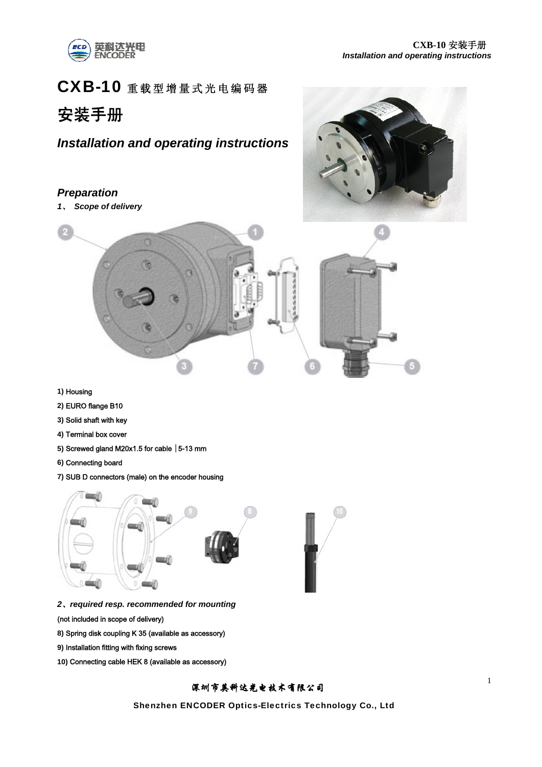# CXB-10 重载型增量式光电编码器

# 安装手册

## *Installation and operating instructions*

### *Preparation*

***1、 Scope of delivery***

1) Housing

2) EURO flange B10

3) Solid shaft with key

4) Terminal box cover

5) Screwed gland M20x1.5 for cable ∣5-13 mm

6) Connecting board

7) SUB D connectors (male) on the encoder housing

***2、required resp. recommended for mounting***

(not included in scope of delivery)

8) Spring disk coupling K 35 (available as accessory)

9) Installation fitting with fixing screws

10) Connecting cable HEK 8 (available as accessory)

深圳市英科达光电技术有限公司

**Shenzhen ENCODER Optics-Electrics Technology Co., Ltd**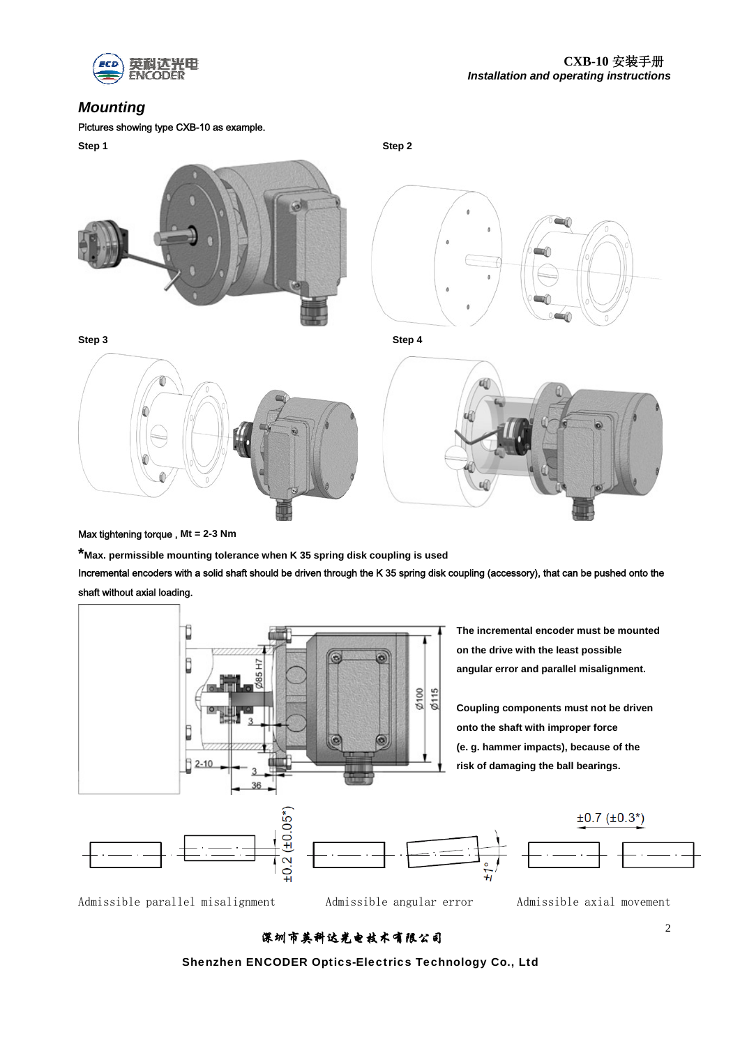## *Mounting*

Pictures showing type CXB-10 as example.

Step 1

Step 2

Step 3

Step 4

Max tightening torque , **Mt = 2-3 Nm**

**\*Max. permissible mounting tolerance when K 35 spring disk coupling is used**

Incremental encoders with a solid shaft should be driven through the K 35 spring disk coupling (accessory), that can be pushed onto the shaft without axial loading.

**The incremental encoder must be mounted on the drive with the least possible angular error and parallel misalignment.**

**Coupling components must not be driven onto the shaft with improper force (e. g. hammer impacts), because of the risk of damaging the ball bearings.**

±0.2 (±0.05*)

±1°

±0.7 (±0.3*)

Admissible parallel misalignment

Admissible angular error

Admissible axial movement

深圳市英科达光电技术有限公司

**Shenzhen ENCODER Optics-Electrics Technology Co., Ltd**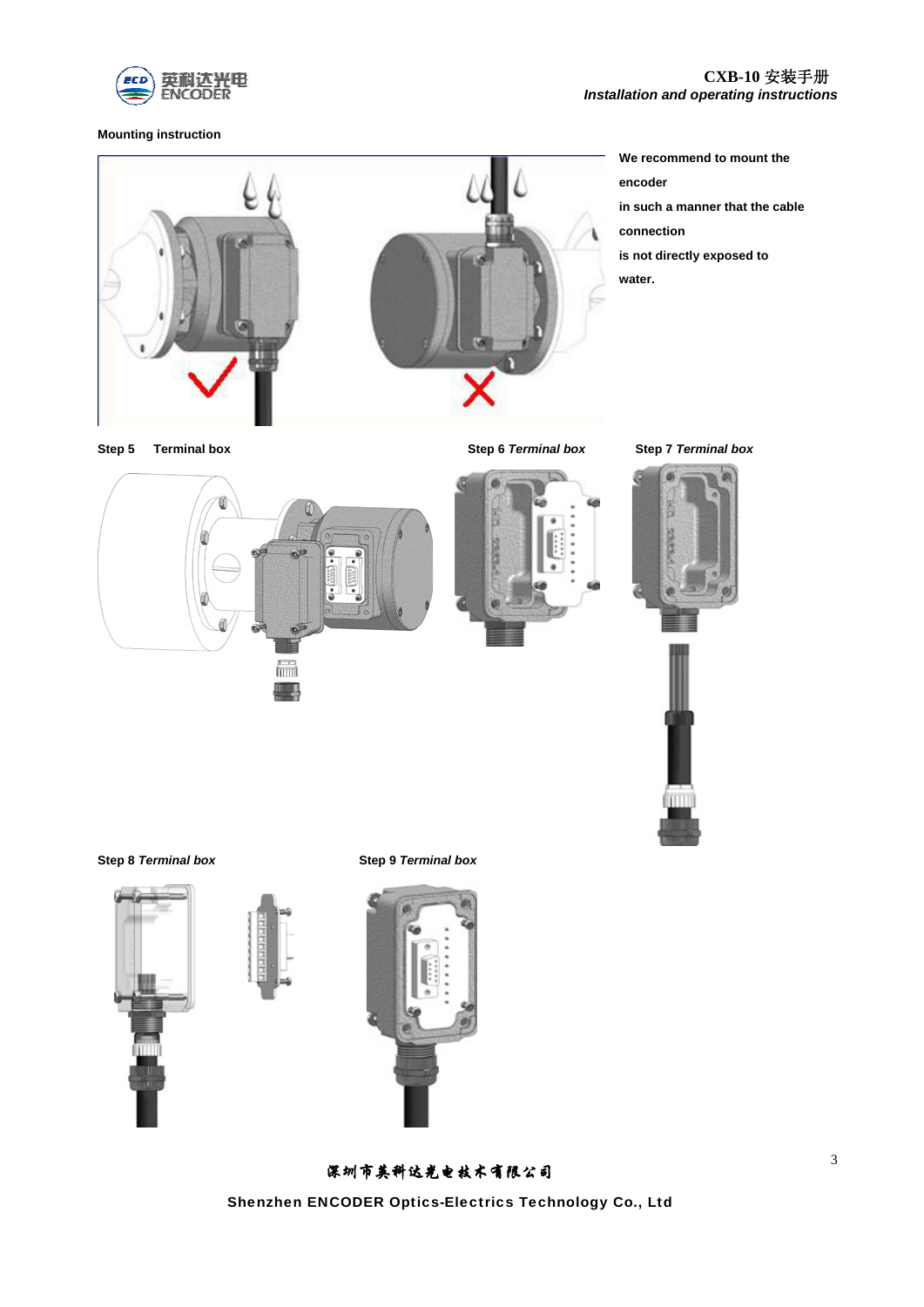**Mounting instruction**

We recommend to mount the encoder in such a manner that the cable connection is not directly exposed to water.

**Step 5** **Terminal box**

**Step 6** ***Terminal box***

**Step 7** ***Terminal box***

**Step 8** ***Terminal box***

**Step 9** ***Terminal box***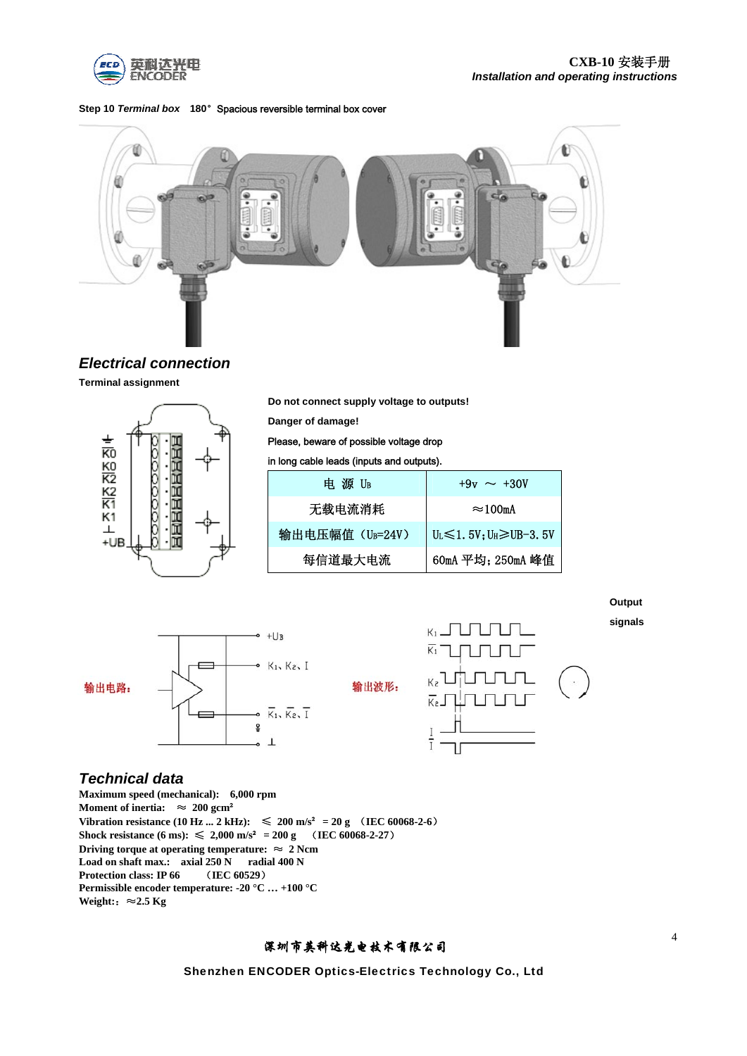Step 10 *Terminal box* 180° Spacious reversible terminal box cover

## *Electrical connection*

**Terminal assignment**

$\overline{K0}$
K0
$\overline{K2}$
K2
$\overline{K1}$
K1
⊥
+UB

**Do not connect supply voltage to outputs!**

**Danger of damage!**

Please, beware of possible voltage drop

in long cable leads (inputs and outputs).

| | |
|---|---|
| 电 源 $U_B$ | +9v ～ +30V |
| 无载电流消耗 | ≈100mA |
| 输出电压幅值（$U_B$=24V） | $U_L \leqslant 1.5V$；$U_H \geqslant UB-3.5V$ |
| 每信道最大电流 | 60mA 平均；250mA 峰值 |

**Output signals**

输出电路：

+UB
K1、K2、I
$\overline{K1}$、$\overline{K2}$、$\overline{I}$
⊥

输出波形：

K1
$\overline{K1}$
K2
$\overline{K2}$
I
$\overline{I}$

## *Technical data*

**Maximum speed (mechanical): 6,000 rpm**
**Moment of inertia: ≈ 200 gcm²**
**Vibration resistance (10 Hz ... 2 kHz): ⩽ 200 m/s² = 20 g （IEC 60068-2-6）**
**Shock resistance (6 ms): ⩽ 2,000 m/s² = 200 g （IEC 60068-2-27）**
**Driving torque at operating temperature: ≈ 2 Ncm**
**Load on shaft max.: axial 250 N radial 400 N**
**Protection class: IP 66 （IEC 60529）**
**Permissible encoder temperature: -20 °C … +100 °C**
**Weight:：≈2.5 Kg**

深圳市英科达光电技术有限公司

**Shenzhen ENCODER Optics-Electrics Technology Co., Ltd**